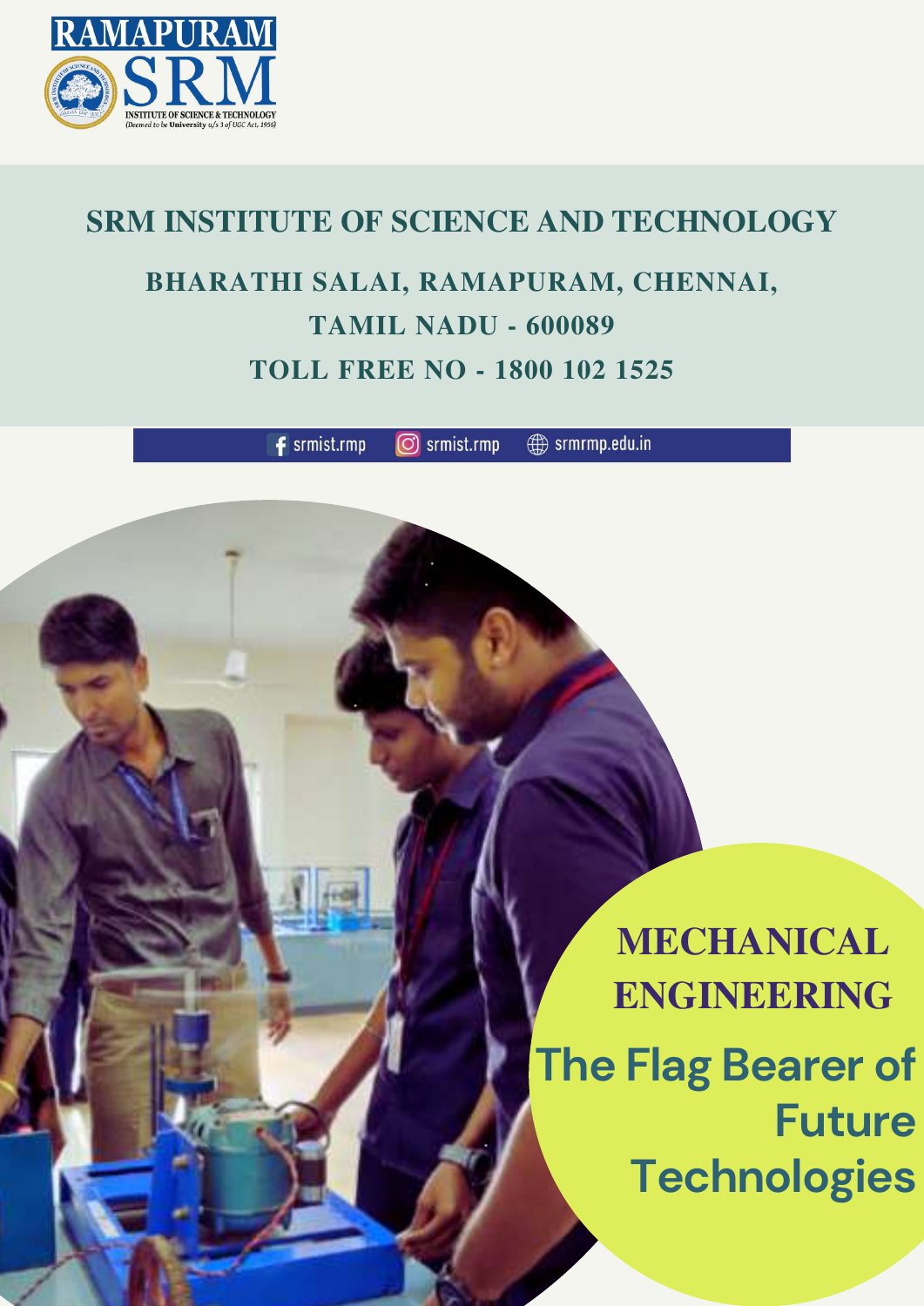RAMAPURAM SRM

INSTITUTE OF SCIENCE & TECHNOLOGY

(Deemed to be University u/s 3 of UGC Act, 1956)

# SRM INSTITUTE OF SCIENCE AND TECHNOLOGY

## BHARATHI SALAI, RAMAPURAM, CHENNAI, TAMIL NADU - 600089

## TOLL FREE NO - 1800 102 1525

srmist.rmp | srmist.rmp | srmrmp.edu.in

# MECHANICAL ENGINEERING

## The Flag Bearer of Future Technologies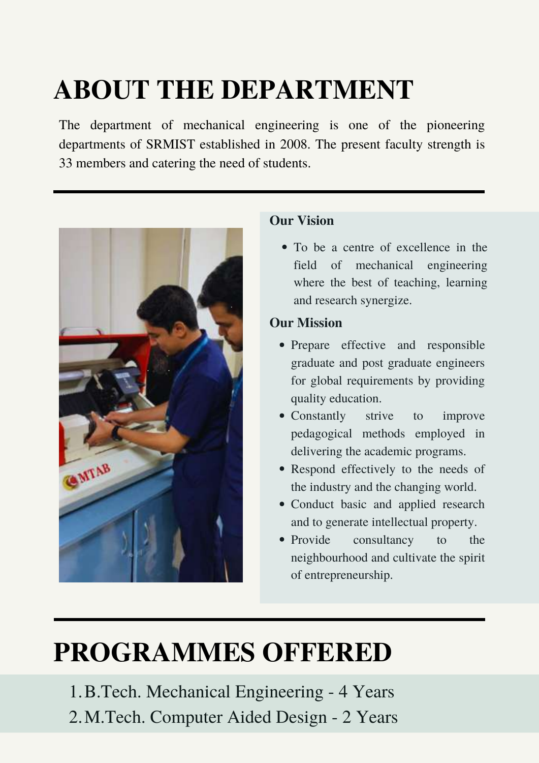# ABOUT THE DEPARTMENT

The department of mechanical engineering is one of the pioneering departments of SRMIST established in 2008. The present faculty strength is 33 members and catering the need of students.

**Our Vision**

- To be a centre of excellence in the field of mechanical engineering where the best of teaching, learning and research synergize.

**Our Mission**

- Prepare effective and responsible graduate and post graduate engineers for global requirements by providing quality education.
- Constantly strive to improve pedagogical methods employed in delivering the academic programs.
- Respond effectively to the needs of the industry and the changing world.
- Conduct basic and applied research and to generate intellectual property.
- Provide consultancy to the neighbourhood and cultivate the spirit of entrepreneurship.

# PROGRAMMES OFFERED

1. B.Tech. Mechanical Engineering - 4 Years
2. M.Tech. Computer Aided Design - 2 Years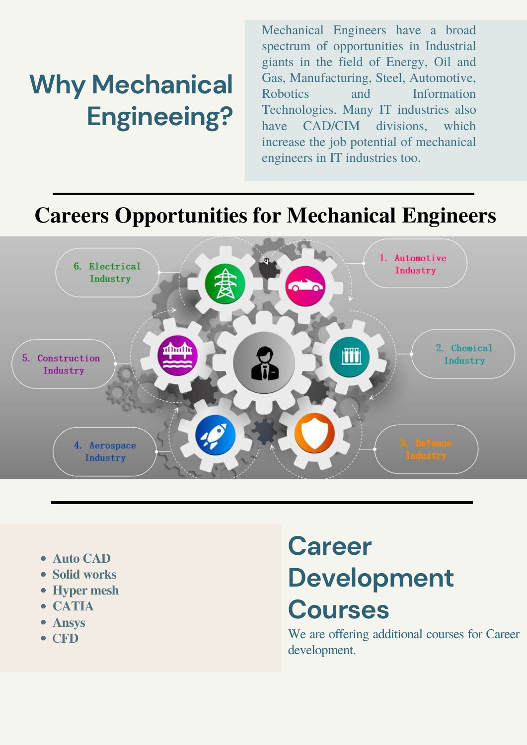# Why Mechanical Engineeing?

Mechanical Engineers have a broad spectrum of opportunities in Industrial giants in the field of Energy, Oil and Gas, Manufacturing, Steel, Automotive, Robotics and Information Technologies. Many IT industries also have CAD/CIM divisions, which increase the job potential of mechanical engineers in IT industries too.

## Careers Opportunities for Mechanical Engineers

1. Automotive Industry
2. Chemical Industry
3. Defense Industry
4. Aerospace Industry
5. Construction Industry
6. Electrical Industry

## Career Development Courses

We are offering additional courses for Career development.

- Auto CAD
- Solid works
- Hyper mesh
- CATIA
- Ansys
- CFD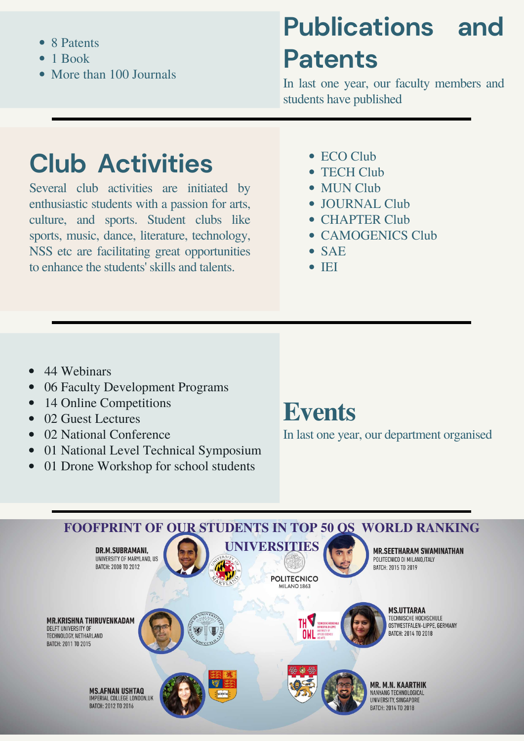## Publications and Patents

In last one year, our faculty members and students have published

- 8 Patents
- 1 Book
- More than 100 Journals

## Club Activities

Several club activities are initiated by enthusiastic students with a passion for arts, culture, and sports. Student clubs like sports, music, dance, literature, technology, NSS etc are facilitating great opportunities to enhance the students' skills and talents.

- ECO Club
- TECH Club
- MUN Club
- JOURNAL Club
- CHAPTER Club
- CAMOGENICS Club
- SAE
- IEI

## Events

In last one year, our department organised

- 44 Webinars
- 06 Faculty Development Programs
- 14 Online Competitions
- 02 Guest Lectures
- 02 National Conference
- 01 National Level Technical Symposium
- 01 Drone Workshop for school students

## FOOFPRINT OF OUR STUDENTS IN TOP 50 QS WORLD RANKING UNIVERSITIES

**DR.M.SUBRAMANI,**
UNIVERSITY OF MARYLAND, US
BATCH: 2008 TO 2012

**MR.SEETHARAM SWAMINATHAN**
POLITECNICO DI MILANO,ITALY
BATCH: 2015 TO 2019

**MR.KRISHNA THIRUVENKADAM**
DELFT UNIVERSITY OF TECHNOLOGY, NETHARLAND
BATCH: 2011 TO 2015

**MS.UTTARAA**
TECHNISCHE HOCHSCHULE OSTWESTFALEN-LIPPE, GERMANY
BATCH: 2014 TO 2018

**MS.AFNAN USHTAQ**
IMPERIAL COLLEGE LONDON,UK
BATCH: 2012 TO 2016

**MR. M.N. KAARTHIK**
NANYANG TECHNOLOGICAL UNIVERSITY, SINGAPORE
BATCH: 2014 TO 2018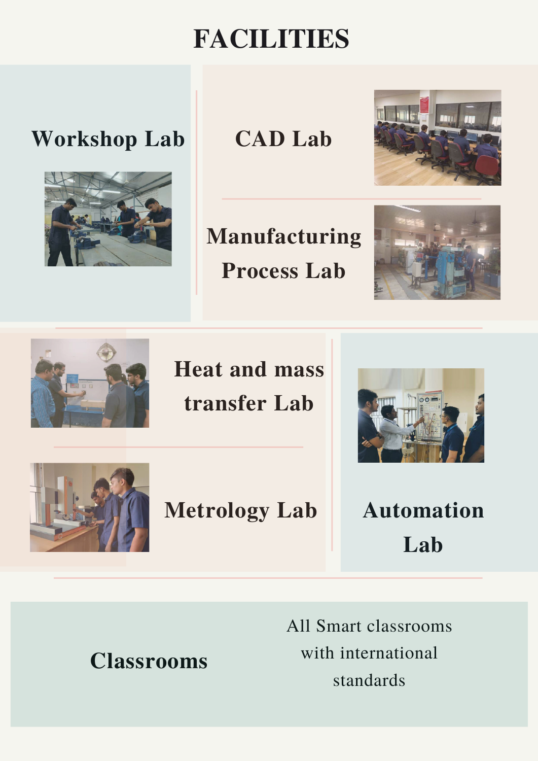# FACILITIES

## Workshop Lab

## CAD Lab

## Manufacturing Process Lab

## Heat and mass transfer Lab

## Metrology Lab

## Automation Lab

## Classrooms

All Smart classrooms with international standards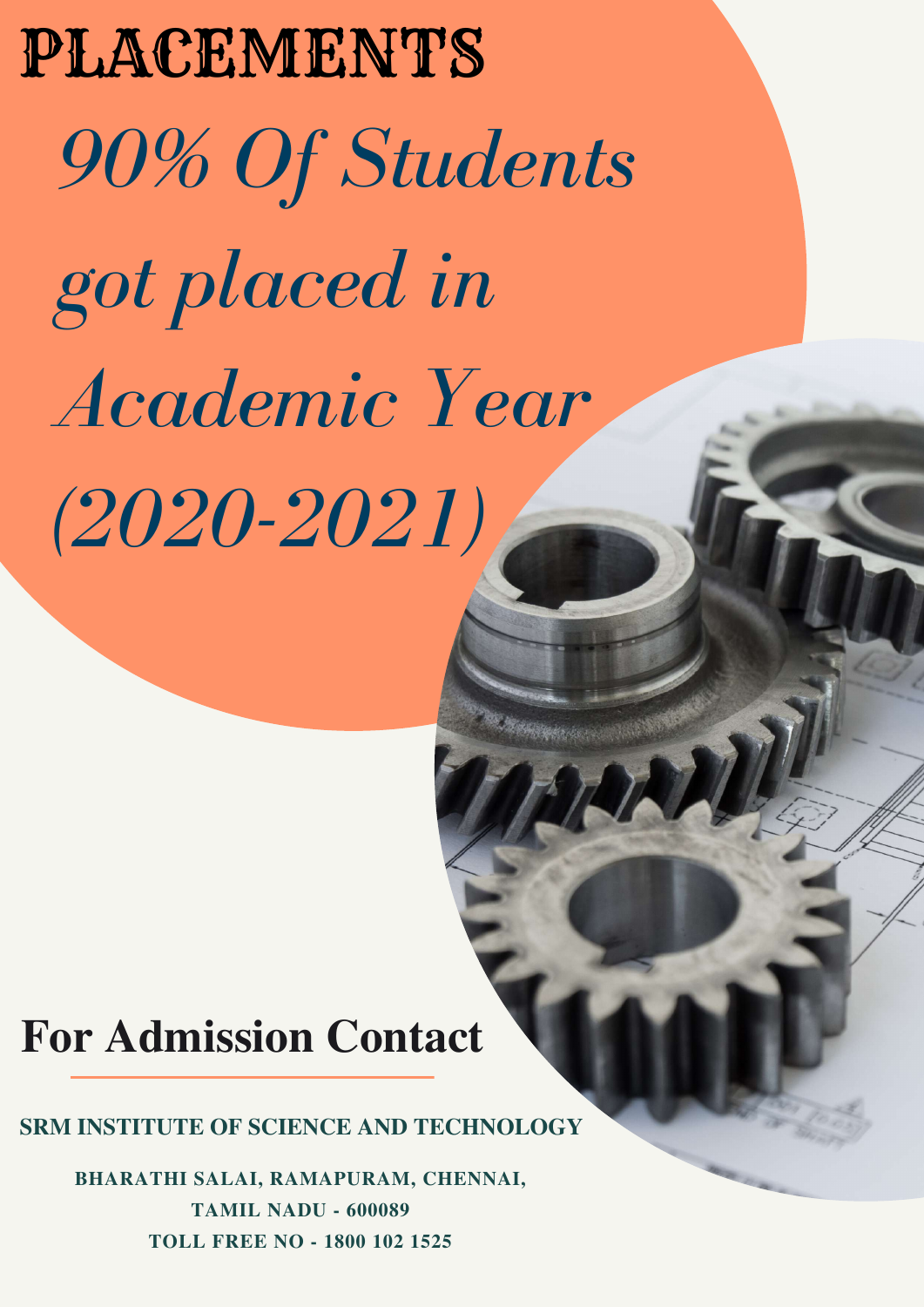# PLACEMENTS

*90% Of Students got placed in Academic Year (2020-2021)*

## For Admission Contact

**SRM INSTITUTE OF SCIENCE AND TECHNOLOGY**

**BHARATHI SALAI, RAMAPURAM, CHENNAI, TAMIL NADU - 600089**

**TOLL FREE NO - 1800 102 1525**